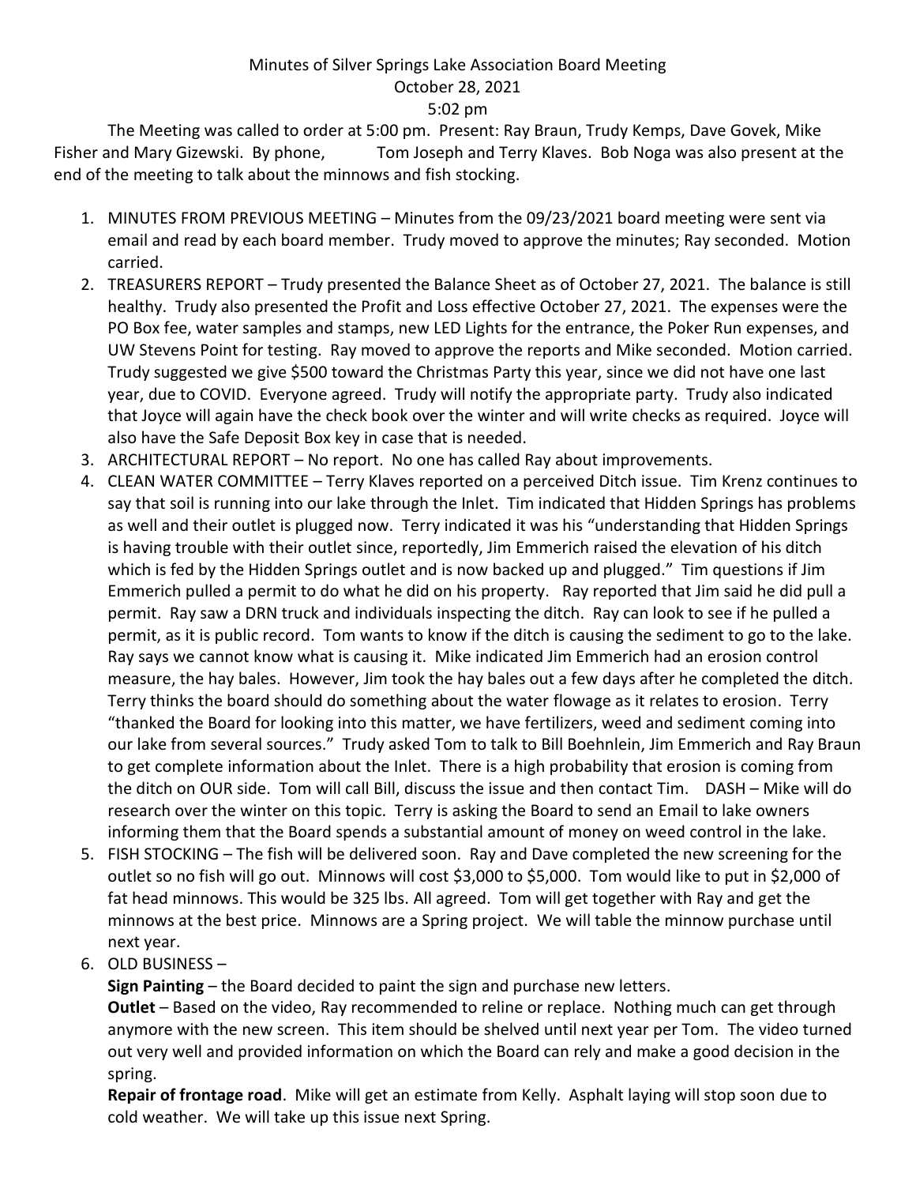Minutes of Silver Springs Lake Association Board Meeting
October 28, 2021
5:02 pm

The Meeting was called to order at 5:00 pm. Present: Ray Braun, Trudy Kemps, Dave Govek, Mike Fisher and Mary Gizewski. By phone, Tom Joseph and Terry Klaves. Bob Noga was also present at the end of the meeting to talk about the minnows and fish stocking.

1. MINUTES FROM PREVIOUS MEETING – Minutes from the 09/23/2021 board meeting were sent via email and read by each board member. Trudy moved to approve the minutes; Ray seconded. Motion carried.
2. TREASURERS REPORT – Trudy presented the Balance Sheet as of October 27, 2021. The balance is still healthy. Trudy also presented the Profit and Loss effective October 27, 2021. The expenses were the PO Box fee, water samples and stamps, new LED Lights for the entrance, the Poker Run expenses, and UW Stevens Point for testing. Ray moved to approve the reports and Mike seconded. Motion carried. Trudy suggested we give $500 toward the Christmas Party this year, since we did not have one last year, due to COVID. Everyone agreed. Trudy will notify the appropriate party. Trudy also indicated that Joyce will again have the check book over the winter and will write checks as required. Joyce will also have the Safe Deposit Box key in case that is needed.
3. ARCHITECTURAL REPORT – No report. No one has called Ray about improvements.
4. CLEAN WATER COMMITTEE – Terry Klaves reported on a perceived Ditch issue. Tim Krenz continues to say that soil is running into our lake through the Inlet. Tim indicated that Hidden Springs has problems as well and their outlet is plugged now. Terry indicated it was his "understanding that Hidden Springs is having trouble with their outlet since, reportedly, Jim Emmerich raised the elevation of his ditch which is fed by the Hidden Springs outlet and is now backed up and plugged." Tim questions if Jim Emmerich pulled a permit to do what he did on his property. Ray reported that Jim said he did pull a permit. Ray saw a DRN truck and individuals inspecting the ditch. Ray can look to see if he pulled a permit, as it is public record. Tom wants to know if the ditch is causing the sediment to go to the lake. Ray says we cannot know what is causing it. Mike indicated Jim Emmerich had an erosion control measure, the hay bales. However, Jim took the hay bales out a few days after he completed the ditch. Terry thinks the board should do something about the water flowage as it relates to erosion. Terry "thanked the Board for looking into this matter, we have fertilizers, weed and sediment coming into our lake from several sources." Trudy asked Tom to talk to Bill Boehnlein, Jim Emmerich and Ray Braun to get complete information about the Inlet. There is a high probability that erosion is coming from the ditch on OUR side. Tom will call Bill, discuss the issue and then contact Tim. DASH – Mike will do research over the winter on this topic. Terry is asking the Board to send an Email to lake owners informing them that the Board spends a substantial amount of money on weed control in the lake.
5. FISH STOCKING – The fish will be delivered soon. Ray and Dave completed the new screening for the outlet so no fish will go out. Minnows will cost $3,000 to $5,000. Tom would like to put in $2,000 of fat head minnows. This would be 325 lbs. All agreed. Tom will get together with Ray and get the minnows at the best price. Minnows are a Spring project. We will table the minnow purchase until next year.
6. OLD BUSINESS –

   **Sign Painting** – the Board decided to paint the sign and purchase new letters.

   **Outlet** – Based on the video, Ray recommended to reline or replace. Nothing much can get through anymore with the new screen. This item should be shelved until next year per Tom. The video turned out very well and provided information on which the Board can rely and make a good decision in the spring.

   **Repair of frontage road**. Mike will get an estimate from Kelly. Asphalt laying will stop soon due to cold weather. We will take up this issue next Spring.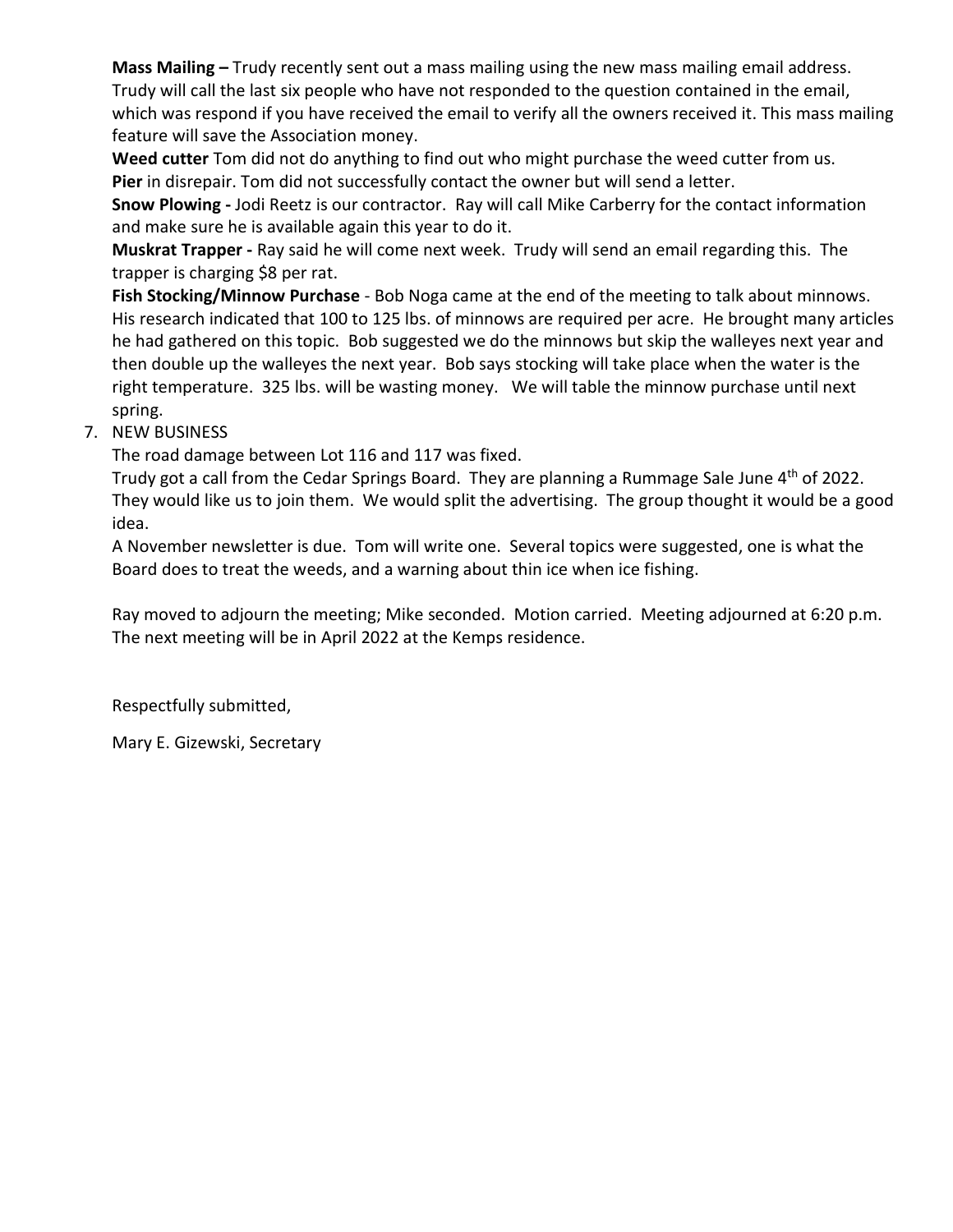**Mass Mailing –** Trudy recently sent out a mass mailing using the new mass mailing email address. Trudy will call the last six people who have not responded to the question contained in the email, which was respond if you have received the email to verify all the owners received it. This mass mailing feature will save the Association money.

**Weed cutter** Tom did not do anything to find out who might purchase the weed cutter from us.

**Pier** in disrepair. Tom did not successfully contact the owner but will send a letter.

**Snow Plowing -** Jodi Reetz is our contractor. Ray will call Mike Carberry for the contact information and make sure he is available again this year to do it.

**Muskrat Trapper -** Ray said he will come next week. Trudy will send an email regarding this. The trapper is charging $8 per rat.

**Fish Stocking/Minnow Purchase** - Bob Noga came at the end of the meeting to talk about minnows. His research indicated that 100 to 125 lbs. of minnows are required per acre. He brought many articles he had gathered on this topic. Bob suggested we do the minnows but skip the walleyes next year and then double up the walleyes the next year. Bob says stocking will take place when the water is the right temperature. 325 lbs. will be wasting money. We will table the minnow purchase until next spring.

7. NEW BUSINESS

   The road damage between Lot 116 and 117 was fixed.

   Trudy got a call from the Cedar Springs Board. They are planning a Rummage Sale June 4th of 2022. They would like us to join them. We would split the advertising. The group thought it would be a good idea.

   A November newsletter is due. Tom will write one. Several topics were suggested, one is what the Board does to treat the weeds, and a warning about thin ice when ice fishing.

   Ray moved to adjourn the meeting; Mike seconded. Motion carried. Meeting adjourned at 6:20 p.m. The next meeting will be in April 2022 at the Kemps residence.

   Respectfully submitted,

   Mary E. Gizewski, Secretary